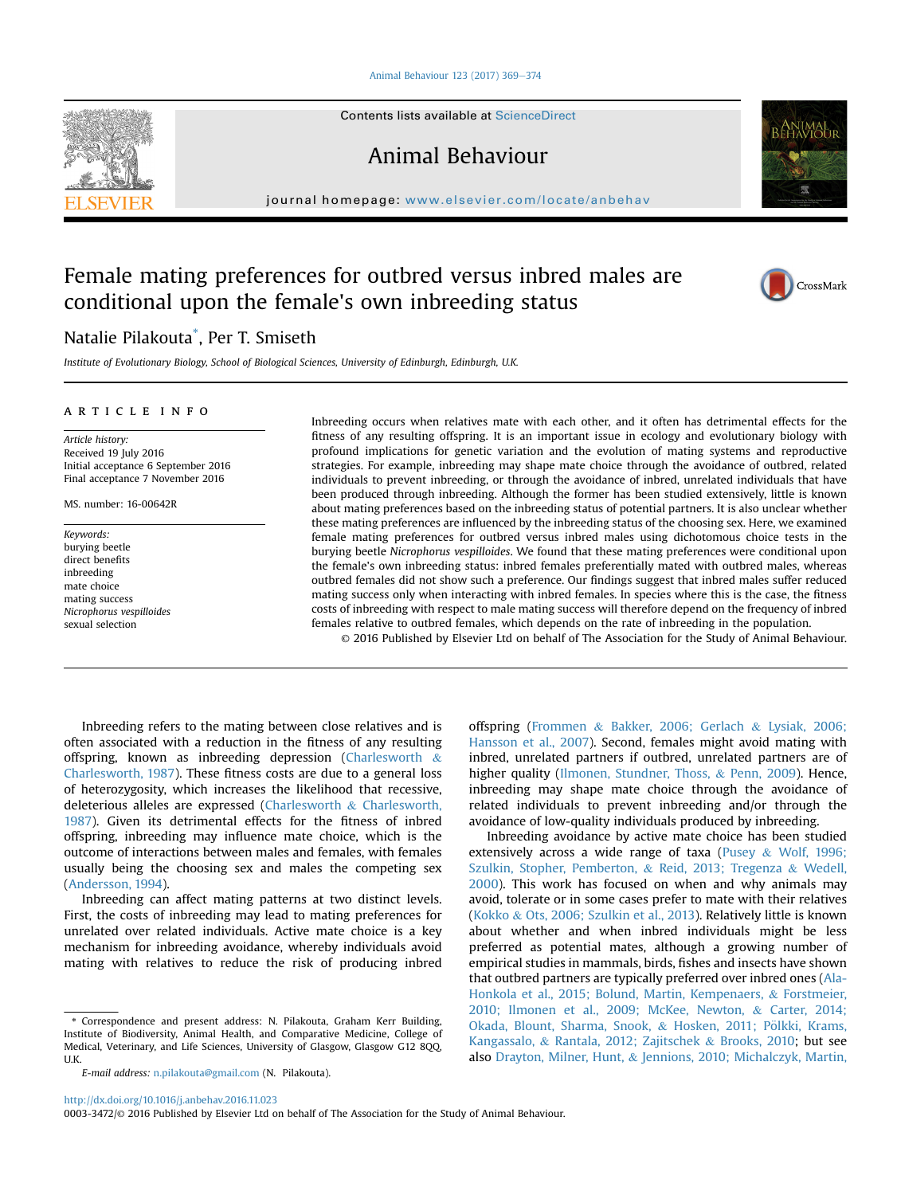# Female mating preferences for outbred versus inbred males are conditional upon the female's own inbreeding status

Natalie Pilakouta*, Per T. Smiseth

*Institute of Evolutionary Biology, School of Biological Sciences, University of Edinburgh, Edinburgh, U.K.*

## ARTICLE INFO

*Article history:*
Received 19 July 2016
Initial acceptance 6 September 2016
Final acceptance 7 November 2016

MS. number: 16-00642R

*Keywords:*
burying beetle
direct benefits
inbreeding
mate choice
mating success
*Nicrophorus vespilloides*
sexual selection

Inbreeding occurs when relatives mate with each other, and it often has detrimental effects for the fitness of any resulting offspring. It is an important issue in ecology and evolutionary biology with profound implications for genetic variation and the evolution of mating systems and reproductive strategies. For example, inbreeding may shape mate choice through the avoidance of outbred, related individuals to prevent inbreeding, or through the avoidance of inbred, unrelated individuals that have been produced through inbreeding. Although the former has been studied extensively, little is known about mating preferences based on the inbreeding status of potential partners. It is also unclear whether these mating preferences are influenced by the inbreeding status of the choosing sex. Here, we examined female mating preferences for outbred versus inbred males using dichotomous choice tests in the burying beetle *Nicrophorus vespilloides*. We found that these mating preferences were conditional upon the female's own inbreeding status: inbred females preferentially mated with outbred males, whereas outbred females did not show such a preference. Our findings suggest that inbred males suffer reduced mating success only when interacting with inbred females. In species where this is the case, the fitness costs of inbreeding with respect to male mating success will therefore depend on the frequency of inbred females relative to outbred females, which depends on the rate of inbreeding in the population.

© 2016 Published by Elsevier Ltd on behalf of The Association for the Study of Animal Behaviour.

Inbreeding refers to the mating between close relatives and is often associated with a reduction in the fitness of any resulting offspring, known as inbreeding depression (Charlesworth & Charlesworth, 1987). These fitness costs are due to a general loss of heterozygosity, which increases the likelihood that recessive, deleterious alleles are expressed (Charlesworth & Charlesworth, 1987). Given its detrimental effects for the fitness of inbred offspring, inbreeding may influence mate choice, which is the outcome of interactions between males and females, with females usually being the choosing sex and males the competing sex (Andersson, 1994).

Inbreeding can affect mating patterns at two distinct levels. First, the costs of inbreeding may lead to mating preferences for unrelated over related individuals. Active mate choice is a key mechanism for inbreeding avoidance, whereby individuals avoid mating with relatives to reduce the risk of producing inbred offspring (Frommen & Bakker, 2006; Gerlach & Lysiak, 2006; Hansson et al., 2007). Second, females might avoid mating with inbred, unrelated partners if outbred, unrelated partners are of higher quality (Ilmonen, Stundner, Thoss, & Penn, 2009). Hence, inbreeding may shape mate choice through the avoidance of related individuals to prevent inbreeding and/or through the avoidance of low-quality individuals produced by inbreeding.

Inbreeding avoidance by active mate choice has been studied extensively across a wide range of taxa (Pusey & Wolf, 1996; Szulkin, Stopher, Pemberton, & Reid, 2013; Tregenza & Wedell, 2000). This work has focused on when and why animals may avoid, tolerate or in some cases prefer to mate with their relatives (Kokko & Ots, 2006; Szulkin et al., 2013). Relatively little is known about whether and when inbred individuals might be less preferred as potential mates, although a growing number of empirical studies in mammals, birds, fishes and insects have shown that outbred partners are typically preferred over inbred ones (Ala-Honkola et al., 2015; Bolund, Martin, Kempenaers, & Forstmeier, 2010; Ilmonen et al., 2009; McKee, Newton, & Carter, 2014; Okada, Blount, Sharma, Snook, & Hosken, 2011; Pölkki, Krams, Kangassalo, & Rantala, 2012; Zajitschek & Brooks, 2010; but see also Drayton, Milner, Hunt, & Jennions, 2010; Michalczyk, Martin,

* Correspondence and present address: N. Pilakouta, Graham Kerr Building, Institute of Biodiversity, Animal Health, and Comparative Medicine, College of Medical, Veterinary, and Life Sciences, University of Glasgow, Glasgow G12 8QQ, U.K.

E-mail address: n.pilakouta@gmail.com (N. Pilakouta).

http://dx.doi.org/10.1016/j.anbehav.2016.11.023
0003-3472/© 2016 Published by Elsevier Ltd on behalf of The Association for the Study of Animal Behaviour.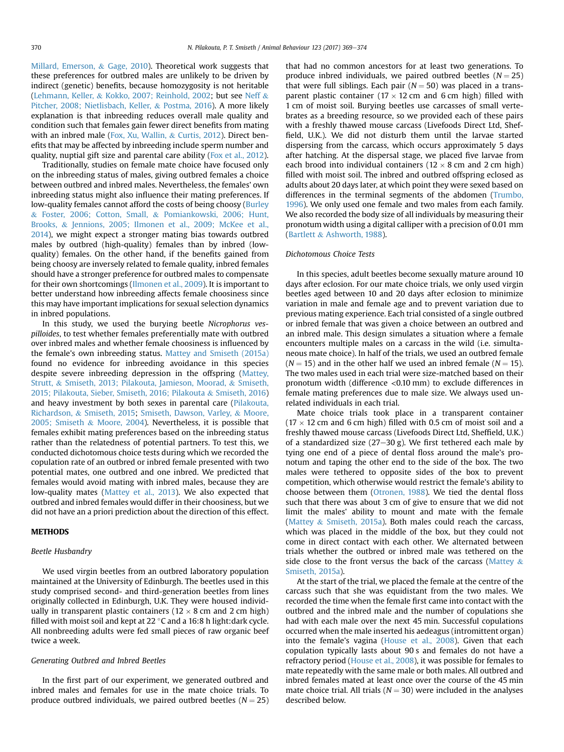Millard, Emerson, & Gage, 2010). Theoretical work suggests that these preferences for outbred males are unlikely to be driven by indirect (genetic) benefits, because homozygosity is not heritable (Lehmann, Keller, & Kokko, 2007; Reinhold, 2002; but see Neff & Pitcher, 2008; Nietlisbach, Keller, & Postma, 2016). A more likely explanation is that inbreeding reduces overall male quality and condition such that females gain fewer direct benefits from mating with an inbred male (Fox, Xu, Wallin, & Curtis, 2012). Direct benefits that may be affected by inbreeding include sperm number and quality, nuptial gift size and parental care ability (Fox et al., 2012).

Traditionally, studies on female mate choice have focused only on the inbreeding status of males, giving outbred females a choice between outbred and inbred males. Nevertheless, the females' own inbreeding status might also influence their mating preferences. If low-quality females cannot afford the costs of being choosy (Burley & Foster, 2006; Cotton, Small, & Pomiankowski, 2006; Hunt, Brooks, & Jennions, 2005; Ilmonen et al., 2009; McKee et al., 2014), we might expect a stronger mating bias towards outbred males by outbred (high-quality) females than by inbred (low-quality) females. On the other hand, if the benefits gained from being choosy are inversely related to female quality, inbred females should have a stronger preference for outbred males to compensate for their own shortcomings (Ilmonen et al., 2009). It is important to better understand how inbreeding affects female choosiness since this may have important implications for sexual selection dynamics in inbred populations.

In this study, we used the burying beetle *Nicrophorus vespilloides*, to test whether females preferentially mate with outbred over inbred males and whether female choosiness is influenced by the female's own inbreeding status. Mattey and Smiseth (2015a) found no evidence for inbreeding avoidance in this species despite severe inbreeding depression in the offspring (Mattey, Strutt, & Smiseth, 2013; Pilakouta, Jamieson, Moorad, & Smiseth, 2015; Pilakouta, Sieber, Smiseth, 2016; Pilakouta & Smiseth, 2016) and heavy investment by both sexes in parental care (Pilakouta, Richardson, & Smiseth, 2015; Smiseth, Dawson, Varley, & Moore, 2005; Smiseth & Moore, 2004). Nevertheless, it is possible that females exhibit mating preferences based on the inbreeding status rather than the relatedness of potential partners. To test this, we conducted dichotomous choice tests during which we recorded the copulation rate of an outbred or inbred female presented with two potential mates, one outbred and one inbred. We predicted that females would avoid mating with inbred males, because they are low-quality mates (Mattey et al., 2013). We also expected that outbred and inbred females would differ in their choosiness, but we did not have an a priori prediction about the direction of this effect.

## METHODS

### Beetle Husbandry

We used virgin beetles from an outbred laboratory population maintained at the University of Edinburgh. The beetles used in this study comprised second- and third-generation beetles from lines originally collected in Edinburgh, U.K. They were housed individually in transparent plastic containers (12 × 8 cm and 2 cm high) filled with moist soil and kept at 22 °C and a 16:8 h light:dark cycle. All nonbreeding adults were fed small pieces of raw organic beef twice a week.

### Generating Outbred and Inbred Beetles

In the first part of our experiment, we generated outbred and inbred males and females for use in the mate choice trials. To produce outbred individuals, we paired outbred beetles ($N = 25$) that had no common ancestors for at least two generations. To produce inbred individuals, we paired outbred beetles ($N = 25$) that were full siblings. Each pair ($N = 50$) was placed in a transparent plastic container (17 × 12 cm and 6 cm high) filled with 1 cm of moist soil. Burying beetles use carcasses of small vertebrates as a breeding resource, so we provided each of these pairs with a freshly thawed mouse carcass (Livefoods Direct Ltd, Sheffield, U.K.). We did not disturb them until the larvae started dispersing from the carcass, which occurs approximately 5 days after hatching. At the dispersal stage, we placed five larvae from each brood into individual containers (12 × 8 cm and 2 cm high) filled with moist soil. The inbred and outbred offspring eclosed as adults about 20 days later, at which point they were sexed based on differences in the terminal segments of the abdomen (Trumbo, 1996). We only used one female and two males from each family. We also recorded the body size of all individuals by measuring their pronotum width using a digital calliper with a precision of 0.01 mm (Bartlett & Ashworth, 1988).

### Dichotomous Choice Tests

In this species, adult beetles become sexually mature around 10 days after eclosion. For our mate choice trials, we only used virgin beetles aged between 10 and 20 days after eclosion to minimize variation in male and female age and to prevent variation due to previous mating experience. Each trial consisted of a single outbred or inbred female that was given a choice between an outbred and an inbred male. This design simulates a situation where a female encounters multiple males on a carcass in the wild (i.e. simultaneous mate choice). In half of the trials, we used an outbred female ($N = 15$) and in the other half we used an inbred female ($N = 15$). The two males used in each trial were size-matched based on their pronotum width (difference <0.10 mm) to exclude differences in female mating preferences due to male size. We always used unrelated individuals in each trial.

Mate choice trials took place in a transparent container (17 × 12 cm and 6 cm high) filled with 0.5 cm of moist soil and a freshly thawed mouse carcass (Livefoods Direct Ltd, Sheffield, U.K.) of a standardized size (27–30 g). We first tethered each male by tying one end of a piece of dental floss around the male's pronotum and taping the other end to the side of the box. The two males were tethered to opposite sides of the box to prevent competition, which otherwise would restrict the female's ability to choose between them (Otronen, 1988). We tied the dental floss such that there was about 3 cm of give to ensure that we did not limit the males' ability to mount and mate with the female (Mattey & Smiseth, 2015a). Both males could reach the carcass, which was placed in the middle of the box, but they could not come in direct contact with each other. We alternated between trials whether the outbred or inbred male was tethered on the side close to the front versus the back of the carcass (Mattey & Smiseth, 2015a).

At the start of the trial, we placed the female at the centre of the carcass such that she was equidistant from the two males. We recorded the time when the female first came into contact with the outbred and the inbred male and the number of copulations she had with each male over the next 45 min. Successful copulations occurred when the male inserted his aedeagus (intromittent organ) into the female's vagina (House et al., 2008). Given that each copulation typically lasts about 90 s and females do not have a refractory period (House et al., 2008), it was possible for females to mate repeatedly with the same male or both males. All outbred and inbred females mated at least once over the course of the 45 min mate choice trial. All trials ($N = 30$) were included in the analyses described below.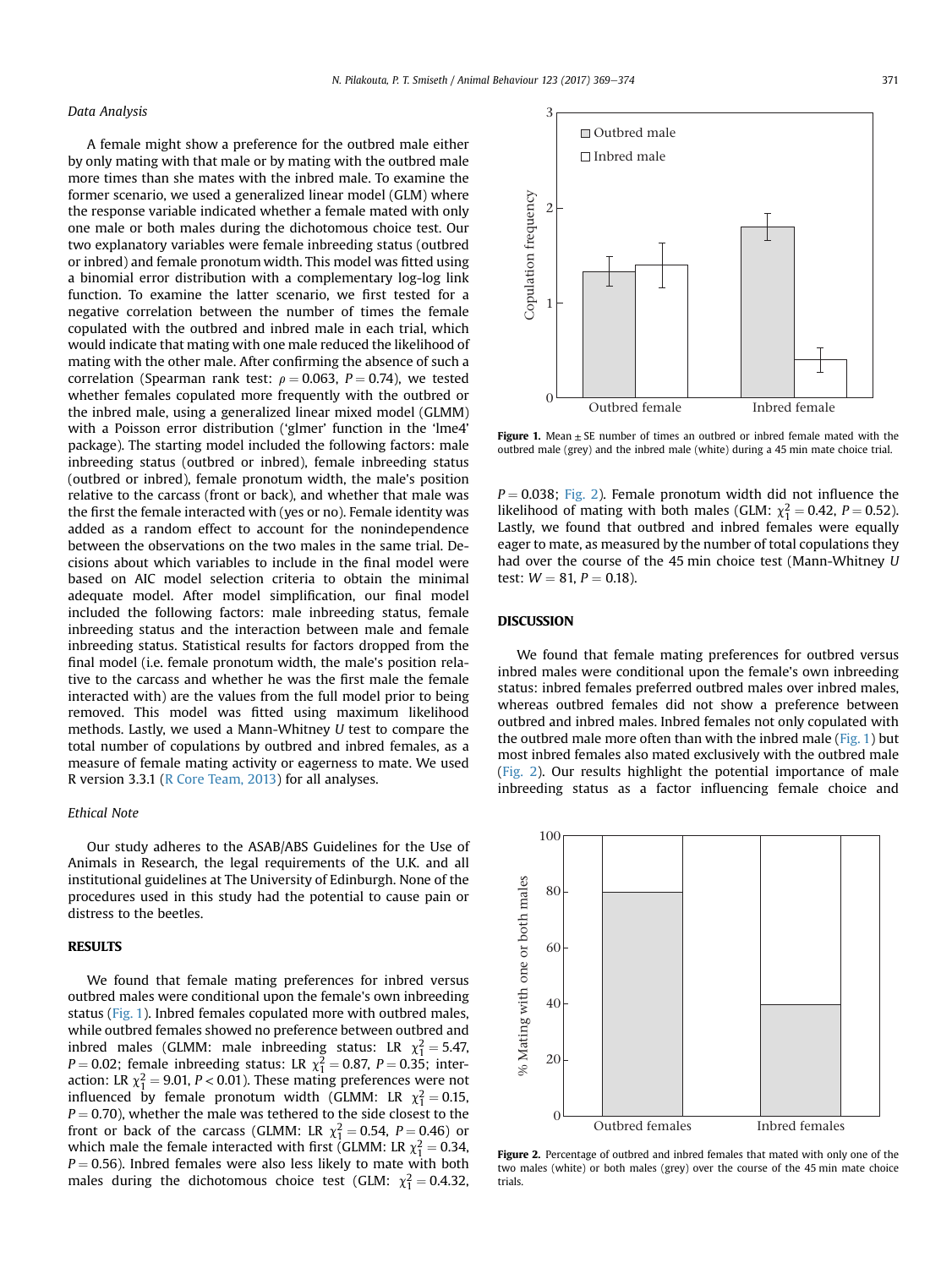### Data Analysis

A female might show a preference for the outbred male either by only mating with that male or by mating with the outbred male more times than she mates with the inbred male. To examine the former scenario, we used a generalized linear model (GLM) where the response variable indicated whether a female mated with only one male or both males during the dichotomous choice test. Our two explanatory variables were female inbreeding status (outbred or inbred) and female pronotum width. This model was fitted using a binomial error distribution with a complementary log-log link function. To examine the latter scenario, we first tested for a negative correlation between the number of times the female copulated with the outbred and inbred male in each trial, which would indicate that mating with one male reduced the likelihood of mating with the other male. After confirming the absence of such a correlation (Spearman rank test: $\rho = 0.063$, $P = 0.74$), we tested whether females copulated more frequently with the outbred or the inbred male, using a generalized linear mixed model (GLMM) with a Poisson error distribution ('glmer' function in the 'lme4' package). The starting model included the following factors: male inbreeding status (outbred or inbred), female inbreeding status (outbred or inbred), female pronotum width, the male's position relative to the carcass (front or back), and whether that male was the first the female interacted with (yes or no). Female identity was added as a random effect to account for the nonindependence between the observations on the two males in the same trial. Decisions about which variables to include in the final model were based on AIC model selection criteria to obtain the minimal adequate model. After model simplification, our final model included the following factors: male inbreeding status, female inbreeding status and the interaction between male and female inbreeding status. Statistical results for factors dropped from the final model (i.e. female pronotum width, the male's position relative to the carcass and whether he was the first male the female interacted with) are the values from the full model prior to being removed. This model was fitted using maximum likelihood methods. Lastly, we used a Mann-Whitney *U* test to compare the total number of copulations by outbred and inbred females, as a measure of female mating activity or eagerness to mate. We used R version 3.3.1 (R Core Team, 2013) for all analyses.

### Ethical Note

Our study adheres to the ASAB/ABS Guidelines for the Use of Animals in Research, the legal requirements of the U.K. and all institutional guidelines at The University of Edinburgh. None of the procedures used in this study had the potential to cause pain or distress to the beetles.

## RESULTS

We found that female mating preferences for inbred versus outbred males were conditional upon the female's own inbreeding status (Fig. 1). Inbred females copulated more with outbred males, while outbred females showed no preference between outbred and inbred males (GLMM: male inbreeding status: LR $\chi^2_1 = 5.47$, $P = 0.02$; female inbreeding status: LR $\chi^2_1 = 0.87$, $P = 0.35$; interaction: LR $\chi^2_1 = 9.01$, $P < 0.01$). These mating preferences were not influenced by female pronotum width (GLMM: LR $\chi^2_1 = 0.15$, $P = 0.70$), whether the male was tethered to the side closest to the front or back of the carcass (GLMM: LR $\chi^2_1 = 0.54$, $P = 0.46$) or which male the female interacted with first (GLMM: LR $\chi^2_1 = 0.34$, $P = 0.56$). Inbred females were also less likely to mate with both males during the dichotomous choice test (GLM: $\chi^2_1 = 0.4.32$, $P = 0.038$; Fig. 2). Female pronotum width did not influence the likelihood of mating with both males (GLM: $\chi^2_1 = 0.42$, $P = 0.52$). Lastly, we found that outbred and inbred females were equally eager to mate, as measured by the number of total copulations they had over the course of the 45 min choice test (Mann-Whitney *U* test: $W = 81$, $P = 0.18$).

Copulation frequency
3
2
1
0
Outbred male
Inbred male
Outbred female
Inbred female

**Figure 1.** Mean ± SE number of times an outbred or inbred female mated with the outbred male (grey) and the inbred male (white) during a 45 min mate choice trial.

## DISCUSSION

We found that female mating preferences for outbred versus inbred males were conditional upon the female's own inbreeding status: inbred females preferred outbred males over inbred males, whereas outbred females did not show a preference between outbred and inbred males. Inbred females not only copulated with the outbred male more often than with the inbred male (Fig. 1) but most inbred females also mated exclusively with the outbred male (Fig. 2). Our results highlight the potential importance of male inbreeding status as a factor influencing female choice and

% Mating with one or both males
100
80
60
40
20
0
Outbred females
Inbred females

**Figure 2.** Percentage of outbred and inbred females that mated with only one of the two males (white) or both males (grey) over the course of the 45 min mate choice trials.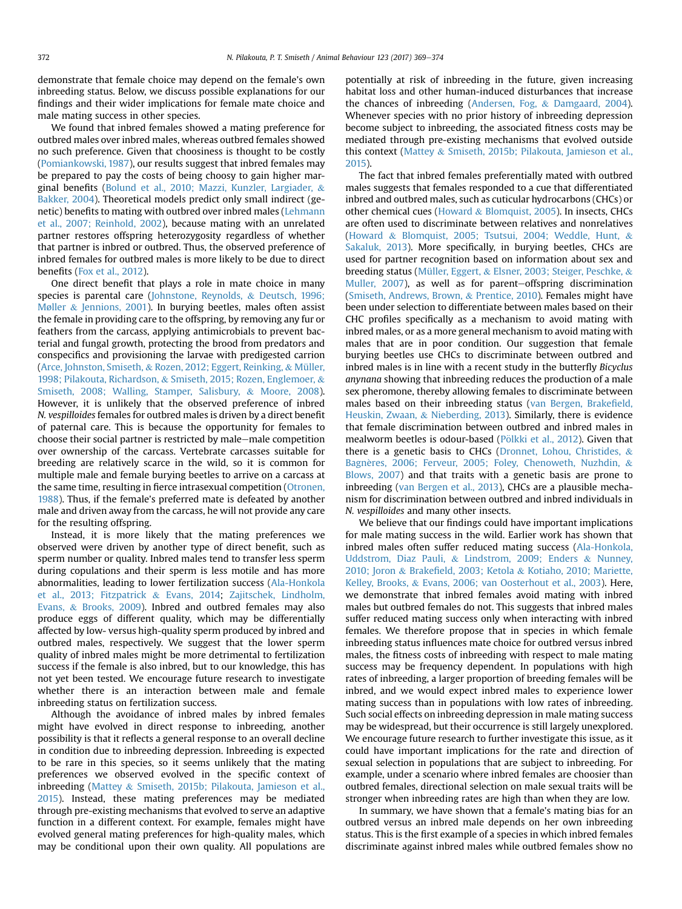demonstrate that female choice may depend on the female's own inbreeding status. Below, we discuss possible explanations for our findings and their wider implications for female mate choice and male mating success in other species.

We found that inbred females showed a mating preference for outbred males over inbred males, whereas outbred females showed no such preference. Given that choosiness is thought to be costly (Pomiankowski, 1987), our results suggest that inbred females may be prepared to pay the costs of being choosy to gain higher marginal benefits (Bolund et al., 2010; Mazzi, Kunzler, Largiader, & Bakker, 2004). Theoretical models predict only small indirect (genetic) benefits to mating with outbred over inbred males (Lehmann et al., 2007; Reinhold, 2002), because mating with an unrelated partner restores offspring heterozygosity regardless of whether that partner is inbred or outbred. Thus, the observed preference of inbred females for outbred males is more likely to be due to direct benefits (Fox et al., 2012).

One direct benefit that plays a role in mate choice in many species is parental care (Johnstone, Reynolds, & Deutsch, 1996; Møller & Jennions, 2001). In burying beetles, males often assist the female in providing care to the offspring, by removing any fur or feathers from the carcass, applying antimicrobials to prevent bacterial and fungal growth, protecting the brood from predators and conspecifics and provisioning the larvae with predigested carrion (Arce, Johnston, Smiseth, & Rozen, 2012; Eggert, Reinking, & Müller, 1998; Pilakouta, Richardson, & Smiseth, 2015; Rozen, Englemoer, & Smiseth, 2008; Walling, Stamper, Salisbury, & Moore, 2008). However, it is unlikely that the observed preference of inbred *N. vespilloides* females for outbred males is driven by a direct benefit of paternal care. This is because the opportunity for females to choose their social partner is restricted by male–male competition over ownership of the carcass. Vertebrate carcasses suitable for breeding are relatively scarce in the wild, so it is common for multiple male and female burying beetles to arrive on a carcass at the same time, resulting in fierce intrasexual competition (Otronen, 1988). Thus, if the female's preferred mate is defeated by another male and driven away from the carcass, he will not provide any care for the resulting offspring.

Instead, it is more likely that the mating preferences we observed were driven by another type of direct benefit, such as sperm number or quality. Inbred males tend to transfer less sperm during copulations and their sperm is less motile and has more abnormalities, leading to lower fertilization success (Ala-Honkola et al., 2013; Fitzpatrick & Evans, 2014; Zajitschek, Lindholm, Evans, & Brooks, 2009). Inbred and outbred females may also produce eggs of different quality, which may be differentially affected by low- versus high-quality sperm produced by inbred and outbred males, respectively. We suggest that the lower sperm quality of inbred males might be more detrimental to fertilization success if the female is also inbred, but to our knowledge, this has not yet been tested. We encourage future research to investigate whether there is an interaction between male and female inbreeding status on fertilization success.

Although the avoidance of inbred males by inbred females might have evolved in direct response to inbreeding, another possibility is that it reflects a general response to an overall decline in condition due to inbreeding depression. Inbreeding is expected to be rare in this species, so it seems unlikely that the mating preferences we observed evolved in the specific context of inbreeding (Mattey & Smiseth, 2015b; Pilakouta, Jamieson et al., 2015). Instead, these mating preferences may be mediated through pre-existing mechanisms that evolved to serve an adaptive function in a different context. For example, females might have evolved general mating preferences for high-quality males, which may be conditional upon their own quality. All populations are potentially at risk of inbreeding in the future, given increasing habitat loss and other human-induced disturbances that increase the chances of inbreeding (Andersen, Fog, & Damgaard, 2004). Whenever species with no prior history of inbreeding depression become subject to inbreeding, the associated fitness costs may be mediated through pre-existing mechanisms that evolved outside this context (Mattey & Smiseth, 2015b; Pilakouta, Jamieson et al., 2015).

The fact that inbred females preferentially mated with outbred males suggests that females responded to a cue that differentiated inbred and outbred males, such as cuticular hydrocarbons (CHCs) or other chemical cues (Howard & Blomquist, 2005). In insects, CHCs are often used to discriminate between relatives and nonrelatives (Howard & Blomquist, 2005; Tsutsui, 2004; Weddle, Hunt, & Sakaluk, 2013). More specifically, in burying beetles, CHCs are used for partner recognition based on information about sex and breeding status (Müller, Eggert, & Elsner, 2003; Steiger, Peschke, & Muller, 2007), as well as for parent–offspring discrimination (Smiseth, Andrews, Brown, & Prentice, 2010). Females might have been under selection to differentiate between males based on their CHC profiles specifically as a mechanism to avoid mating with inbred males, or as a more general mechanism to avoid mating with males that are in poor condition. Our suggestion that female burying beetles use CHCs to discriminate between outbred and inbred males is in line with a recent study in the butterfly *Bicyclus anynana* showing that inbreeding reduces the production of a male sex pheromone, thereby allowing females to discriminate between males based on their inbreeding status (van Bergen, Brakefield, Heuskin, Zwaan, & Nieberding, 2013). Similarly, there is evidence that female discrimination between outbred and inbred males in mealworm beetles is odour-based (Pölkki et al., 2012). Given that there is a genetic basis to CHCs (Dronnet, Lohou, Christides, & Bagnères, 2006; Ferveur, 2005; Foley, Chenoweth, Nuzhdin, & Blows, 2007) and that traits with a genetic basis are prone to inbreeding (van Bergen et al., 2013), CHCs are a plausible mechanism for discrimination between outbred and inbred individuals in *N. vespilloides* and many other insects.

We believe that our findings could have important implications for male mating success in the wild. Earlier work has shown that inbred males often suffer reduced mating success (Ala-Honkola, Uddstrom, Diaz Pauli, & Lindstrom, 2009; Enders & Nunney, 2010; Joron & Brakefield, 2003; Ketola & Kotiaho, 2010; Mariette, Kelley, Brooks, & Evans, 2006; van Oosterhout et al., 2003). Here, we demonstrate that inbred females avoid mating with inbred males but outbred females do not. This suggests that inbred males suffer reduced mating success only when interacting with inbred females. We therefore propose that in species in which female inbreeding status influences mate choice for outbred versus inbred males, the fitness costs of inbreeding with respect to male mating success may be frequency dependent. In populations with high rates of inbreeding, a larger proportion of breeding females will be inbred, and we would expect inbred males to experience lower mating success than in populations with low rates of inbreeding. Such social effects on inbreeding depression in male mating success may be widespread, but their occurrence is still largely unexplored. We encourage future research to further investigate this issue, as it could have important implications for the rate and direction of sexual selection in populations that are subject to inbreeding. For example, under a scenario where inbred females are choosier than outbred females, directional selection on male sexual traits will be stronger when inbreeding rates are high than when they are low.

In summary, we have shown that a female's mating bias for an outbred versus an inbred male depends on her own inbreeding status. This is the first example of a species in which inbred females discriminate against inbred males while outbred females show no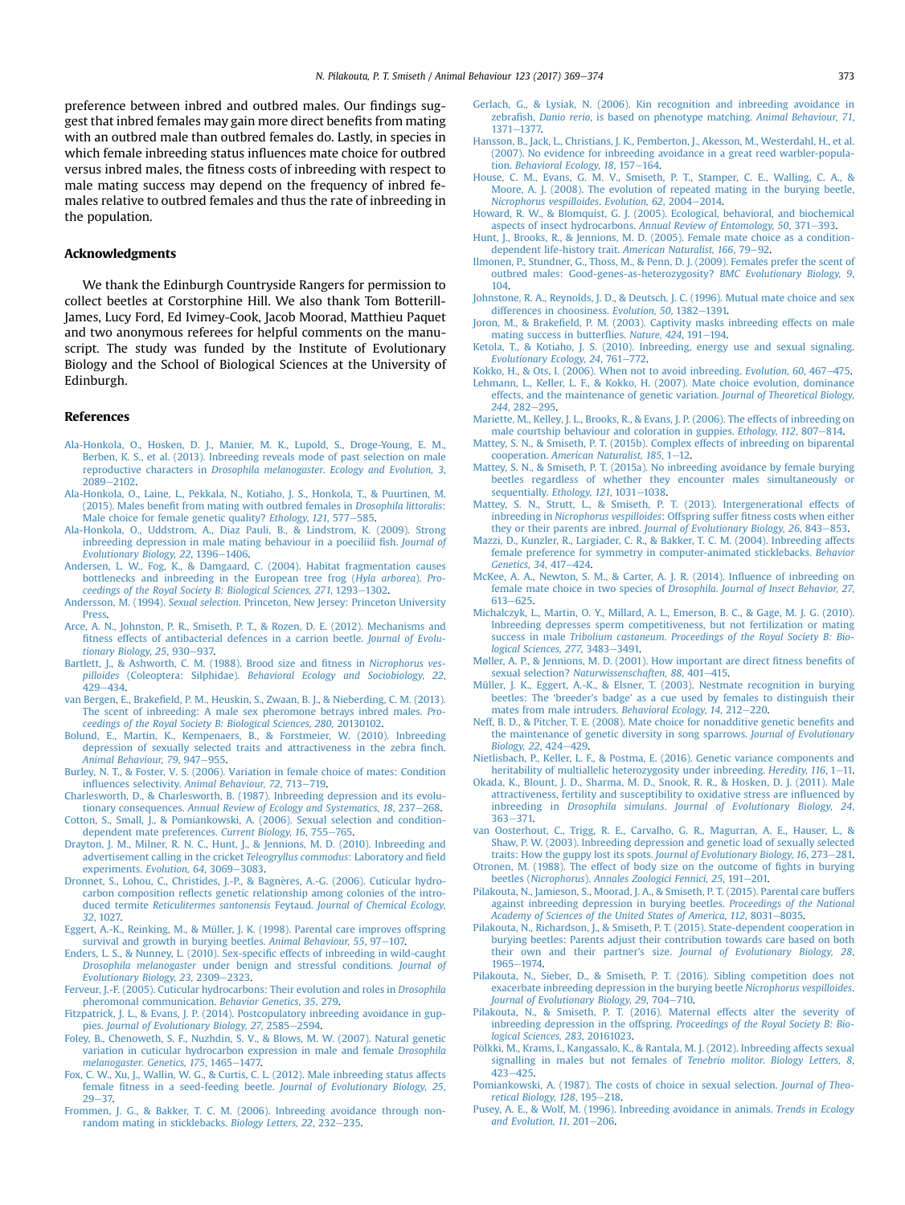preference between inbred and outbred males. Our findings suggest that inbred females may gain more direct benefits from mating with an outbred male than outbred females do. Lastly, in species in which female inbreeding status influences mate choice for outbred versus inbred males, the fitness costs of inbreeding with respect to male mating success may depend on the frequency of inbred females relative to outbred females and thus the rate of inbreeding in the population.

## Acknowledgments

We thank the Edinburgh Countryside Rangers for permission to collect beetles at Corstorphine Hill. We also thank Tom Botterill-James, Lucy Ford, Ed Ivimey-Cook, Jacob Moorad, Matthieu Paquet and two anonymous referees for helpful comments on the manuscript. The study was funded by the Institute of Evolutionary Biology and the School of Biological Sciences at the University of Edinburgh.

## References

Ala-Honkola, O., Hosken, D. J., Manier, M. K., Lupold, S., Droge-Young, E. M., Berben, K. S., et al. (2013). Inbreeding reveals mode of past selection on male reproductive characters in *Drosophila melanogaster*. *Ecology and Evolution, 3*, 2089–2102.

Ala-Honkola, O., Laine, L., Pekkala, N., Kotiaho, J. S., Honkola, T., & Puurtinen, M. (2015). Males benefit from mating with outbred females in *Drosophila littoralis*: Male choice for female genetic quality? *Ethology, 121*, 577–585.

Ala-Honkola, O., Uddstrom, A., Diaz Pauli, B., & Lindstrom, K. (2009). Strong inbreeding depression in male mating behaviour in a poeciliid fish. *Journal of Evolutionary Biology, 22*, 1396–1406.

Andersen, L. W., Fog, K., & Damgaard, C. (2004). Habitat fragmentation causes bottlenecks and inbreeding in the European tree frog (*Hyla arborea*). *Proceedings of the Royal Society B: Biological Sciences, 271*, 1293–1302.

Andersson, M. (1994). *Sexual selection*. Princeton, New Jersey: Princeton University Press.

Arce, A. N., Johnston, P. R., Smiseth, P. T., & Rozen, D. E. (2012). Mechanisms and fitness effects of antibacterial defences in a carrion beetle. *Journal of Evolutionary Biology, 25*, 930–937.

Bartlett, J., & Ashworth, C. M. (1988). Brood size and fitness in *Nicrophorus vespilloides* (Coleoptera: Silphidae). *Behavioral Ecology and Sociobiology, 22*, 429–434.

van Bergen, E., Brakefield, P. M., Heuskin, S., Zwaan, B. J., & Nieberding, C. M. (2013). The scent of inbreeding: A male sex pheromone betrays inbred males. *Proceedings of the Royal Society B: Biological Sciences, 280*, 20130102.

Bolund, E., Martin, K., Kempenaers, B., & Forstmeier, W. (2010). Inbreeding depression of sexually selected traits and attractiveness in the zebra finch. *Animal Behaviour, 79*, 947–955.

Burley, N. T., & Foster, V. S. (2006). Variation in female choice of mates: Condition influences selectivity. *Animal Behaviour, 72*, 713–719.

Charlesworth, D., & Charlesworth, B. (1987). Inbreeding depression and its evolutionary consequences. *Annual Review of Ecology and Systematics, 18*, 237–268.

Cotton, S., Small, J., & Pomiankowski, A. (2006). Sexual selection and condition-dependent mate preferences. *Current Biology, 16*, 755–765.

Drayton, J. M., Milner, R. N. C., Hunt, J., & Jennions, M. D. (2010). Inbreeding and advertisement calling in the cricket *Teleogryllus commodus*: Laboratory and field experiments. *Evolution, 64*, 3069–3083.

Dronnet, S., Lohou, C., Christides, J.-P., & Bagnères, A.-G. (2006). Cuticular hydrocarbon composition reflects genetic relationship among colonies of the introduced termite *Reticulitermes santonensis* Feytaud. *Journal of Chemical Ecology, 32*, 1027.

Eggert, A.-K., Reinking, M., & Müller, J. K. (1998). Parental care improves offspring survival and growth in burying beetles. *Animal Behaviour, 55*, 97–107.

Enders, L. S., & Nunney, L. (2010). Sex-specific effects of inbreeding in wild-caught *Drosophila melanogaster* under benign and stressful conditions. *Journal of Evolutionary Biology, 23*, 2309–2323.

Ferveur, J.-F. (2005). Cuticular hydrocarbons: Their evolution and roles in *Drosophila* pheromonal communication. *Behavior Genetics, 35*, 279.

Fitzpatrick, J. L., & Evans, J. P. (2014). Postcopulatory inbreeding avoidance in guppies. *Journal of Evolutionary Biology, 27*, 2585–2594.

Foley, B., Chenoweth, S. F., Nuzhdin, S. V., & Blows, M. W. (2007). Natural genetic variation in cuticular hydrocarbon expression in male and female *Drosophila melanogaster*. *Genetics, 175*, 1465–1477.

Fox, C. W., Xu, J., Wallin, W. G., & Curtis, C. L. (2012). Male inbreeding status affects female fitness in a seed-feeding beetle. *Journal of Evolutionary Biology, 25*, 29–37.

Frommen, J. G., & Bakker, T. C. M. (2006). Inbreeding avoidance through non-random mating in sticklebacks. *Biology Letters, 22*, 232–235.

Gerlach, G., & Lysiak, N. (2006). Kin recognition and inbreeding avoidance in zebrafish, *Danio rerio*, is based on phenotype matching. *Animal Behaviour, 71*, 1371–1377.

Hansson, B., Jack, L., Christians, J. K., Pemberton, J., Akesson, M., Westerdahl, H., et al. (2007). No evidence for inbreeding avoidance in a great reed warbler-population. *Behavioral Ecology, 18*, 157–164.

House, C. M., Evans, G. M. V., Smiseth, P. T., Stamper, C. E., Walling, C. A., & Moore, A. J. (2008). The evolution of repeated mating in the burying beetle, *Nicrophorus vespilloides*. *Evolution, 62*, 2004–2014.

Howard, R. W., & Blomquist, G. J. (2005). Ecological, behavioral, and biochemical aspects of insect hydrocarbons. *Annual Review of Entomology, 50*, 371–393.

Hunt, J., Brooks, R., & Jennions, M. D. (2005). Female mate choice as a condition-dependent life-history trait. *American Naturalist, 166*, 79–92.

Ilmonen, P., Stundner, G., Thoss, M., & Penn, D. J. (2009). Females prefer the scent of outbred males: Good-genes-as-heterozygosity? *BMC Evolutionary Biology, 9*, 104.

Johnstone, R. A., Reynolds, J. D., & Deutsch, J. C. (1996). Mutual mate choice and sex differences in choosiness. *Evolution, 50*, 1382–1391.

Joron, M., & Brakefield, P. M. (2003). Captivity masks inbreeding effects on male mating success in butterflies. *Nature, 424*, 191–194.

Ketola, T., & Kotiaho, J. S. (2010). Inbreeding, energy use and sexual signaling. *Evolutionary Ecology, 24*, 761–772.

Kokko, H., & Ots, I. (2006). When not to avoid inbreeding. *Evolution, 60*, 467–475.

Lehmann, L., Keller, L. F., & Kokko, H. (2007). Mate choice evolution, dominance effects, and the maintenance of genetic variation. *Journal of Theoretical Biology, 244*, 282–295.

Mariette, M., Kelley, J. L., Brooks, R., & Evans, J. P. (2006). The effects of inbreeding on male courtship behaviour and coloration in guppies. *Ethology, 112*, 807–814.

Mattey, S. N., & Smiseth, P. T. (2015b). Complex effects of inbreeding on biparental cooperation. *American Naturalist, 185*, 1–12.

Mattey, S. N., & Smiseth, P. T. (2015a). No inbreeding avoidance by female burying beetles regardless of whether they encounter males simultaneously or sequentially. *Ethology, 121*, 1031–1038.

Mattey, S. N., Strutt, L., & Smiseth, P. T. (2013). Intergenerational effects of inbreeding in *Nicrophorus vespilloides*: Offspring suffer fitness costs when either they or their parents are inbred. *Journal of Evolutionary Biology, 26*, 843–853.

Mazzi, D., Kunzler, R., Largiader, C. R., & Bakker, T. C. M. (2004). Inbreeding affects female preference for symmetry in computer-animated sticklebacks. *Behavior Genetics, 34*, 417–424.

McKee, A. A., Newton, S. M., & Carter, A. J. R. (2014). Influence of inbreeding on female mate choice in two species of *Drosophila*. *Journal of Insect Behavior, 27*, 613–625.

Michalczyk, L., Martin, O. Y., Millard, A. L., Emerson, B. C., & Gage, M. J. G. (2010). Inbreeding depresses sperm competitiveness, but not fertilization or mating success in male *Tribolium castaneum*. *Proceedings of the Royal Society B: Biological Sciences, 277*, 3483–3491.

Møller, A. P., & Jennions, M. D. (2001). How important are direct fitness benefits of sexual selection? *Naturwissenschaften, 88*, 401–415.

Müller, J. K., Eggert, A.-K., & Elsner, T. (2003). Nestmate recognition in burying beetles: The 'breeder's badge' as a cue used by females to distinguish their mates from male intruders. *Behavioral Ecology, 14*, 212–220.

Neff, B. D., & Pitcher, T. E. (2008). Mate choice for nonadditive genetic benefits and the maintenance of genetic diversity in song sparrows. *Journal of Evolutionary Biology, 22*, 424–429.

Nietlisbach, P., Keller, L. F., & Postma, E. (2016). Genetic variance components and heritability of multiallelic heterozygosity under inbreeding. *Heredity, 116*, 1–11.

Okada, K., Blount, J. D., Sharma, M. D., Snook, R. R., & Hosken, D. J. (2011). Male attractiveness, fertility and susceptibility to oxidative stress are influenced by inbreeding in *Drosophila simulans*. *Journal of Evolutionary Biology, 24*, 363–371.

van Oosterhout, C., Trigg, R. E., Carvalho, G. R., Magurran, A. E., Hauser, L., & Shaw, P. W. (2003). Inbreeding depression and genetic load of sexually selected traits: How the guppy lost its spots. *Journal of Evolutionary Biology, 16*, 273–281.

Otronen, M. (1988). The effect of body size on the outcome of fights in burying beetles (*Nicrophorus*). *Annales Zoologici Fennici, 25*, 191–201.

Pilakouta, N., Jamieson, S., Moorad, J. A., & Smiseth, P. T. (2015). Parental care buffers against inbreeding depression in burying beetles. *Proceedings of the National Academy of Sciences of the United States of America, 112*, 8031–8035.

Pilakouta, N., Richardson, J., & Smiseth, P. T. (2015). State-dependent cooperation in burying beetles: Parents adjust their contribution towards care based on both their own and their partner's size. *Journal of Evolutionary Biology, 28*, 1965–1974.

Pilakouta, N., Sieber, D., & Smiseth, P. T. (2016). Sibling competition does not exacerbate inbreeding depression in the burying beetle *Nicrophorus vespilloides*. *Journal of Evolutionary Biology, 29*, 704–710.

Pilakouta, N., & Smiseth, P. T. (2016). Maternal effects alter the severity of inbreeding depression in the offspring. *Proceedings of the Royal Society B: Biological Sciences, 283*, 20161023.

Pölkki, M., Krams, I., Kangassalo, K., & Rantala, M. J. (2012). Inbreeding affects sexual signalling in males but not females of *Tenebrio molitor*. *Biology Letters, 8*, 423–425.

Pomiankowski, A. (1987). The costs of choice in sexual selection. *Journal of Theoretical Biology, 128*, 195–218.

Pusey, A. E., & Wolf, M. (1996). Inbreeding avoidance in animals. *Trends in Ecology and Evolution, 11*, 201–206.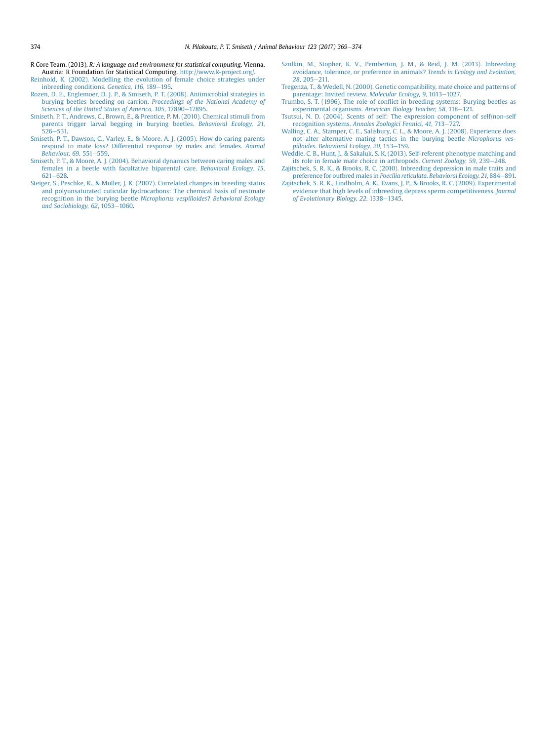R Core Team. (2013). *R: A language and environment for statistical computing*. Vienna, Austria: R Foundation for Statistical Computing. http://www.R-project.org/.

Reinhold, K. (2002). Modelling the evolution of female choice strategies under inbreeding conditions. *Genetica, 116*, 189–195.

Rozen, D. E., Englemoer, D. J. P., & Smiseth, P. T. (2008). Antimicrobial strategies in burying beetles breeding on carrion. *Proceedings of the National Academy of Sciences of the United States of America, 105*, 17890–17895.

Smiseth, P. T., Andrews, C., Brown, E., & Prentice, P. M. (2010). Chemical stimuli from parents trigger larval begging in burying beetles. *Behavioral Ecology, 21*, 526–531.

Smiseth, P. T., Dawson, C., Varley, E., & Moore, A. J. (2005). How do caring parents respond to mate loss? Differential response by males and females. *Animal Behaviour, 69*, 551–559.

Smiseth, P. T., & Moore, A. J. (2004). Behavioral dynamics between caring males and females in a beetle with facultative biparental care. *Behavioral Ecology, 15*, 621–628.

Steiger, S., Peschke, K., & Muller, J. K. (2007). Correlated changes in breeding status and polyunsaturated cuticular hydrocarbons: The chemical basis of nestmate recognition in the burying beetle *Nicrophorus vespilloides*? *Behavioral Ecology and Sociobiology, 62*, 1053–1060.

Szulkin, M., Stopher, K. V., Pemberton, J. M., & Reid, J. M. (2013). Inbreeding avoidance, tolerance, or preference in animals? *Trends in Ecology and Evolution, 28*, 205–211.

Tregenza, T., & Wedell, N. (2000). Genetic compatibility, mate choice and patterns of parentage: Invited review. *Molecular Ecology, 9*, 1013–1027.

Trumbo, S. T. (1996). The role of conflict in breeding systems: Burying beetles as experimental organisms. *American Biology Teacher, 58*, 118–121.

Tsutsui, N. D. (2004). Scents of self: The expression component of self/non-self recognition systems. *Annales Zoologici Fennici, 41*, 713–727.

Walling, C. A., Stamper, C. E., Salisbury, C. L., & Moore, A. J. (2008). Experience does not alter alternative mating tactics in the burying beetle *Nicrophorus vespilloides*. *Behavioral Ecology, 20*, 153–159.

Weddle, C. B., Hunt, J., & Sakaluk, S. K. (2013). Self-referent phenotype matching and its role in female mate choice in arthropods. *Current Zoology, 59*, 239–248.

Zajitschek, S. R. K., & Brooks, R. C. (2010). Inbreeding depression in male traits and preference for outbred males in *Poecilia reticulata*. *Behavioral Ecology, 21*, 884–891.

Zajitschek, S. R. K., Lindholm, A. K., Evans, J. P., & Brooks, R. C. (2009). Experimental evidence that high levels of inbreeding depress sperm competitiveness. *Journal of Evolutionary Biology, 22*, 1338–1345.